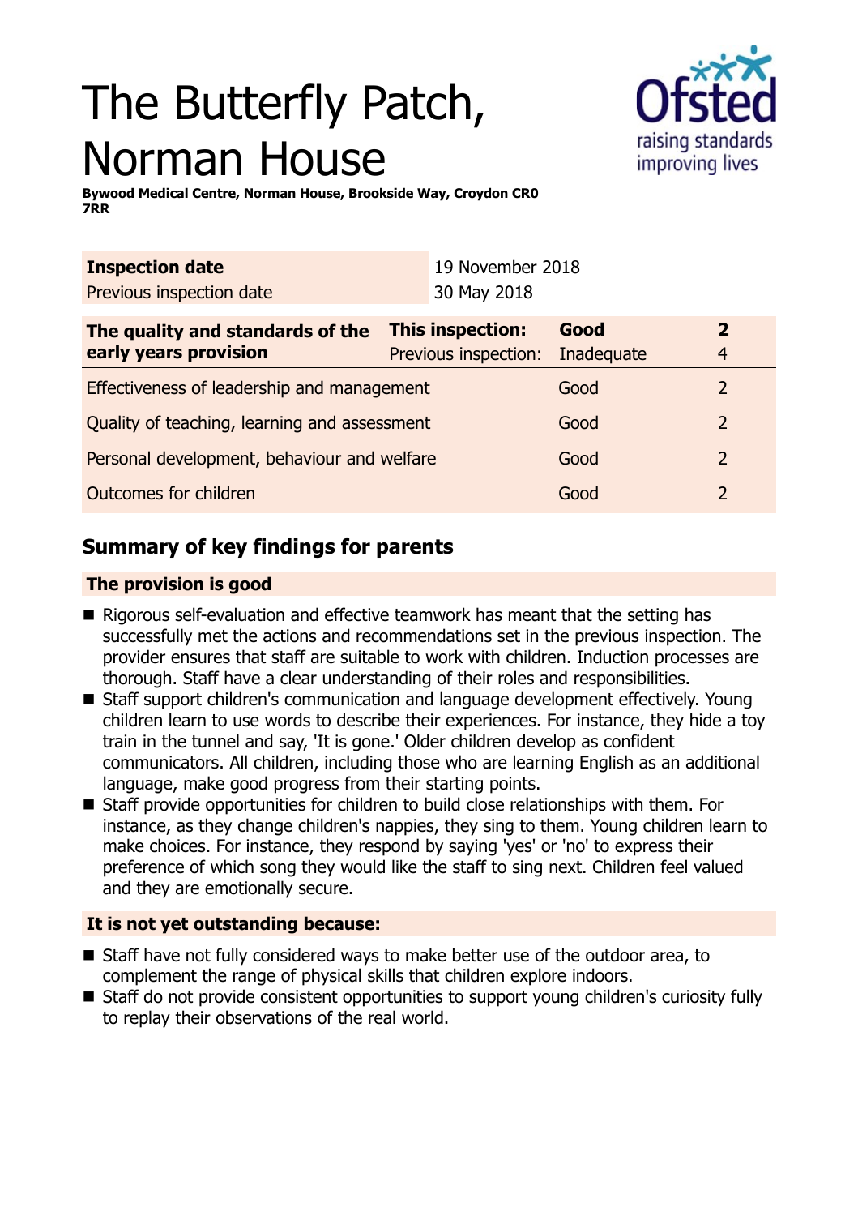# The Butterfly Patch, Norman House

**Bywood Medical Centre, Norman House, Brookside Way, Croydon CR0 7RR**

| **Inspection date** | 19 November 2018 |
|---|---|
| Previous inspection date | 30 May 2018 |

| **The quality and standards of the early years provision** | **This inspection:** | **Good** | **2** |
|---|---|---|---|
| | Previous inspection: | Inadequate | 4 |
| Effectiveness of leadership and management | | Good | 2 |
| Quality of teaching, learning and assessment | | Good | 2 |
| Personal development, behaviour and welfare | | Good | 2 |
| Outcomes for children | | Good | 2 |

## Summary of key findings for parents

### The provision is good

- Rigorous self-evaluation and effective teamwork has meant that the setting has successfully met the actions and recommendations set in the previous inspection. The provider ensures that staff are suitable to work with children. Induction processes are thorough. Staff have a clear understanding of their roles and responsibilities.
- Staff support children's communication and language development effectively. Young children learn to use words to describe their experiences. For instance, they hide a toy train in the tunnel and say, 'It is gone.' Older children develop as confident communicators. All children, including those who are learning English as an additional language, make good progress from their starting points.
- Staff provide opportunities for children to build close relationships with them. For instance, as they change children's nappies, they sing to them. Young children learn to make choices. For instance, they respond by saying 'yes' or 'no' to express their preference of which song they would like the staff to sing next. Children feel valued and they are emotionally secure.

### It is not yet outstanding because:

- Staff have not fully considered ways to make better use of the outdoor area, to complement the range of physical skills that children explore indoors.
- Staff do not provide consistent opportunities to support young children's curiosity fully to replay their observations of the real world.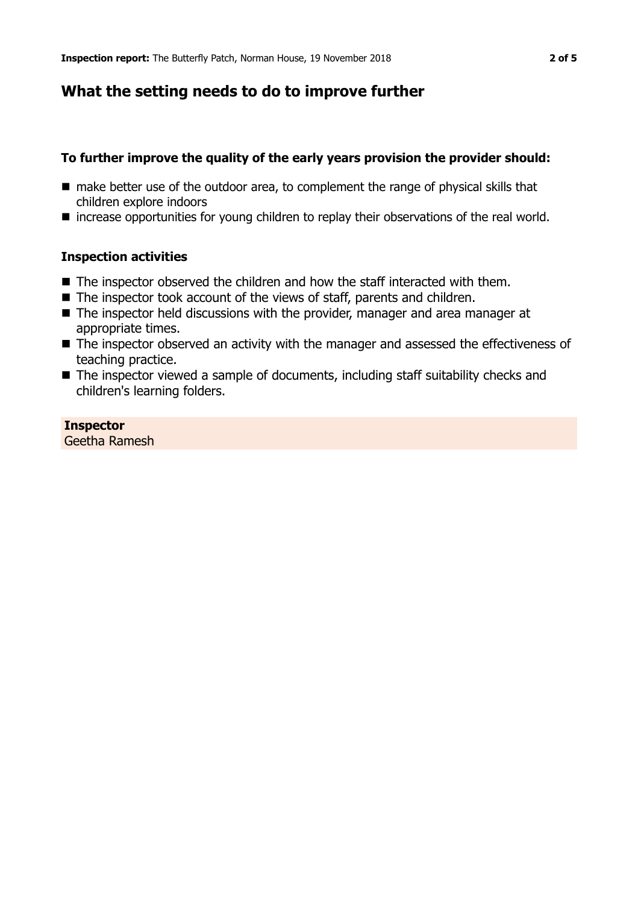## What the setting needs to do to improve further

### To further improve the quality of the early years provision the provider should:

- make better use of the outdoor area, to complement the range of physical skills that children explore indoors
- increase opportunities for young children to replay their observations of the real world.

### Inspection activities

- The inspector observed the children and how the staff interacted with them.
- The inspector took account of the views of staff, parents and children.
- The inspector held discussions with the provider, manager and area manager at appropriate times.
- The inspector observed an activity with the manager and assessed the effectiveness of teaching practice.
- The inspector viewed a sample of documents, including staff suitability checks and children's learning folders.

**Inspector**
Geetha Ramesh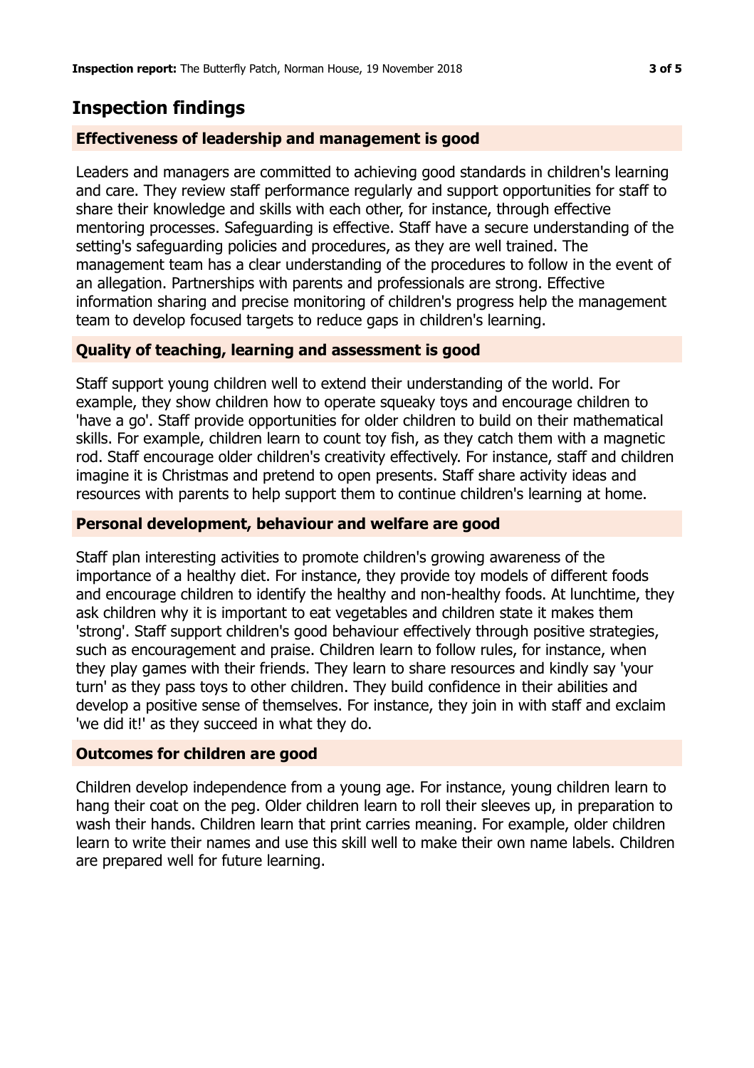## Inspection findings

### Effectiveness of leadership and management is good

Leaders and managers are committed to achieving good standards in children's learning and care. They review staff performance regularly and support opportunities for staff to share their knowledge and skills with each other, for instance, through effective mentoring processes. Safeguarding is effective. Staff have a secure understanding of the setting's safeguarding policies and procedures, as they are well trained. The management team has a clear understanding of the procedures to follow in the event of an allegation. Partnerships with parents and professionals are strong. Effective information sharing and precise monitoring of children's progress help the management team to develop focused targets to reduce gaps in children's learning.

### Quality of teaching, learning and assessment is good

Staff support young children well to extend their understanding of the world. For example, they show children how to operate squeaky toys and encourage children to 'have a go'. Staff provide opportunities for older children to build on their mathematical skills. For example, children learn to count toy fish, as they catch them with a magnetic rod. Staff encourage older children's creativity effectively. For instance, staff and children imagine it is Christmas and pretend to open presents. Staff share activity ideas and resources with parents to help support them to continue children's learning at home.

### Personal development, behaviour and welfare are good

Staff plan interesting activities to promote children's growing awareness of the importance of a healthy diet. For instance, they provide toy models of different foods and encourage children to identify the healthy and non-healthy foods. At lunchtime, they ask children why it is important to eat vegetables and children state it makes them 'strong'. Staff support children's good behaviour effectively through positive strategies, such as encouragement and praise. Children learn to follow rules, for instance, when they play games with their friends. They learn to share resources and kindly say 'your turn' as they pass toys to other children. They build confidence in their abilities and develop a positive sense of themselves. For instance, they join in with staff and exclaim 'we did it!' as they succeed in what they do.

### Outcomes for children are good

Children develop independence from a young age. For instance, young children learn to hang their coat on the peg. Older children learn to roll their sleeves up, in preparation to wash their hands. Children learn that print carries meaning. For example, older children learn to write their names and use this skill well to make their own name labels. Children are prepared well for future learning.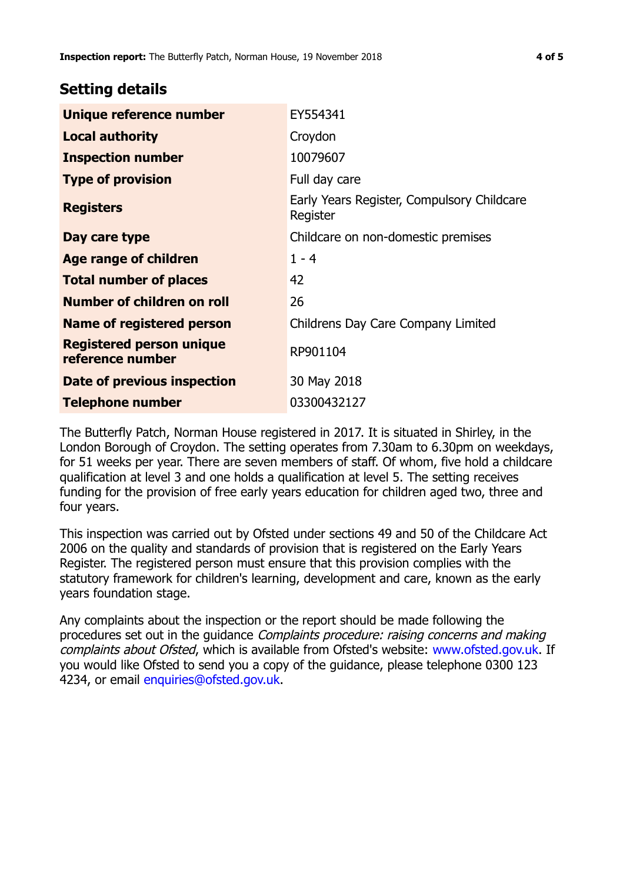## Setting details

| | |
|---|---|
| **Unique reference number** | EY554341 |
| **Local authority** | Croydon |
| **Inspection number** | 10079607 |
| **Type of provision** | Full day care |
| **Registers** | Early Years Register, Compulsory Childcare Register |
| **Day care type** | Childcare on non-domestic premises |
| **Age range of children** | 1 - 4 |
| **Total number of places** | 42 |
| **Number of children on roll** | 26 |
| **Name of registered person** | Childrens Day Care Company Limited |
| **Registered person unique reference number** | RP901104 |
| **Date of previous inspection** | 30 May 2018 |
| **Telephone number** | 03300432127 |

The Butterfly Patch, Norman House registered in 2017. It is situated in Shirley, in the London Borough of Croydon. The setting operates from 7.30am to 6.30pm on weekdays, for 51 weeks per year. There are seven members of staff. Of whom, five hold a childcare qualification at level 3 and one holds a qualification at level 5. The setting receives funding for the provision of free early years education for children aged two, three and four years.

This inspection was carried out by Ofsted under sections 49 and 50 of the Childcare Act 2006 on the quality and standards of provision that is registered on the Early Years Register. The registered person must ensure that this provision complies with the statutory framework for children's learning, development and care, known as the early years foundation stage.

Any complaints about the inspection or the report should be made following the procedures set out in the guidance *Complaints procedure: raising concerns and making complaints about Ofsted*, which is available from Ofsted's website: www.ofsted.gov.uk. If you would like Ofsted to send you a copy of the guidance, please telephone 0300 123 4234, or email enquiries@ofsted.gov.uk.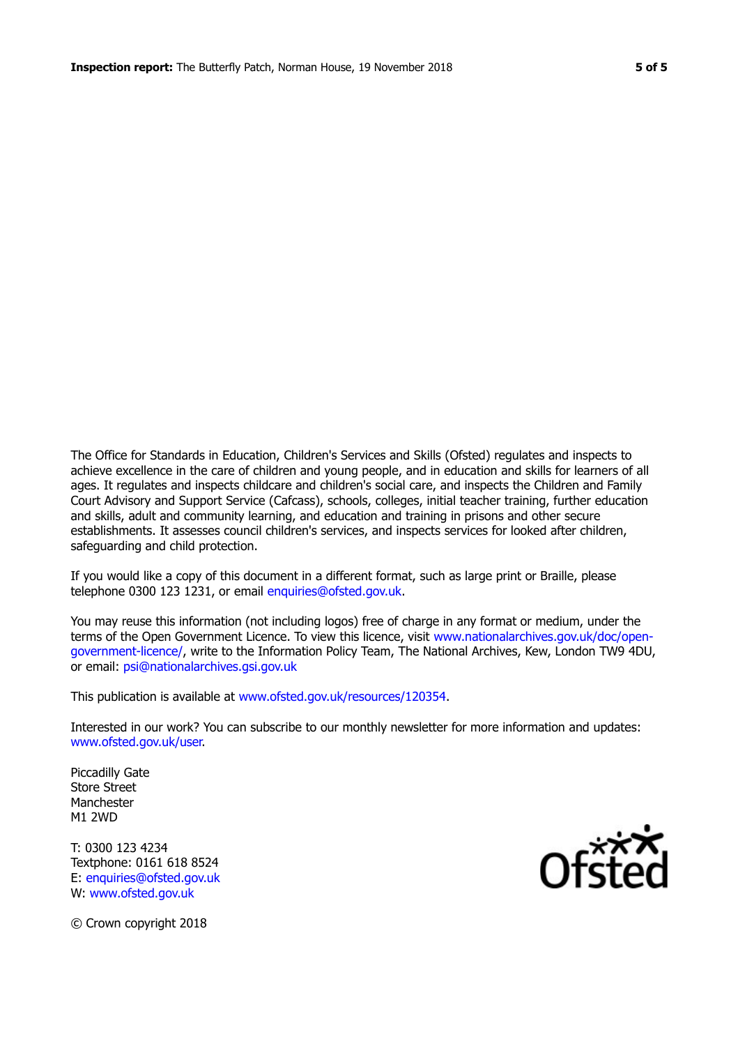The Office for Standards in Education, Children's Services and Skills (Ofsted) regulates and inspects to achieve excellence in the care of children and young people, and in education and skills for learners of all ages. It regulates and inspects childcare and children's social care, and inspects the Children and Family Court Advisory and Support Service (Cafcass), schools, colleges, initial teacher training, further education and skills, adult and community learning, and education and training in prisons and other secure establishments. It assesses council children's services, and inspects services for looked after children, safeguarding and child protection.

If you would like a copy of this document in a different format, such as large print or Braille, please telephone 0300 123 1231, or email enquiries@ofsted.gov.uk.

You may reuse this information (not including logos) free of charge in any format or medium, under the terms of the Open Government Licence. To view this licence, visit www.nationalarchives.gov.uk/doc/open-government-licence/, write to the Information Policy Team, The National Archives, Kew, London TW9 4DU, or email: psi@nationalarchives.gsi.gov.uk

This publication is available at www.ofsted.gov.uk/resources/120354.

Interested in our work? You can subscribe to our monthly newsletter for more information and updates: www.ofsted.gov.uk/user.

Piccadilly Gate
Store Street
Manchester
M1 2WD

T: 0300 123 4234
Textphone: 0161 618 8524
E: enquiries@ofsted.gov.uk
W: www.ofsted.gov.uk

© Crown copyright 2018